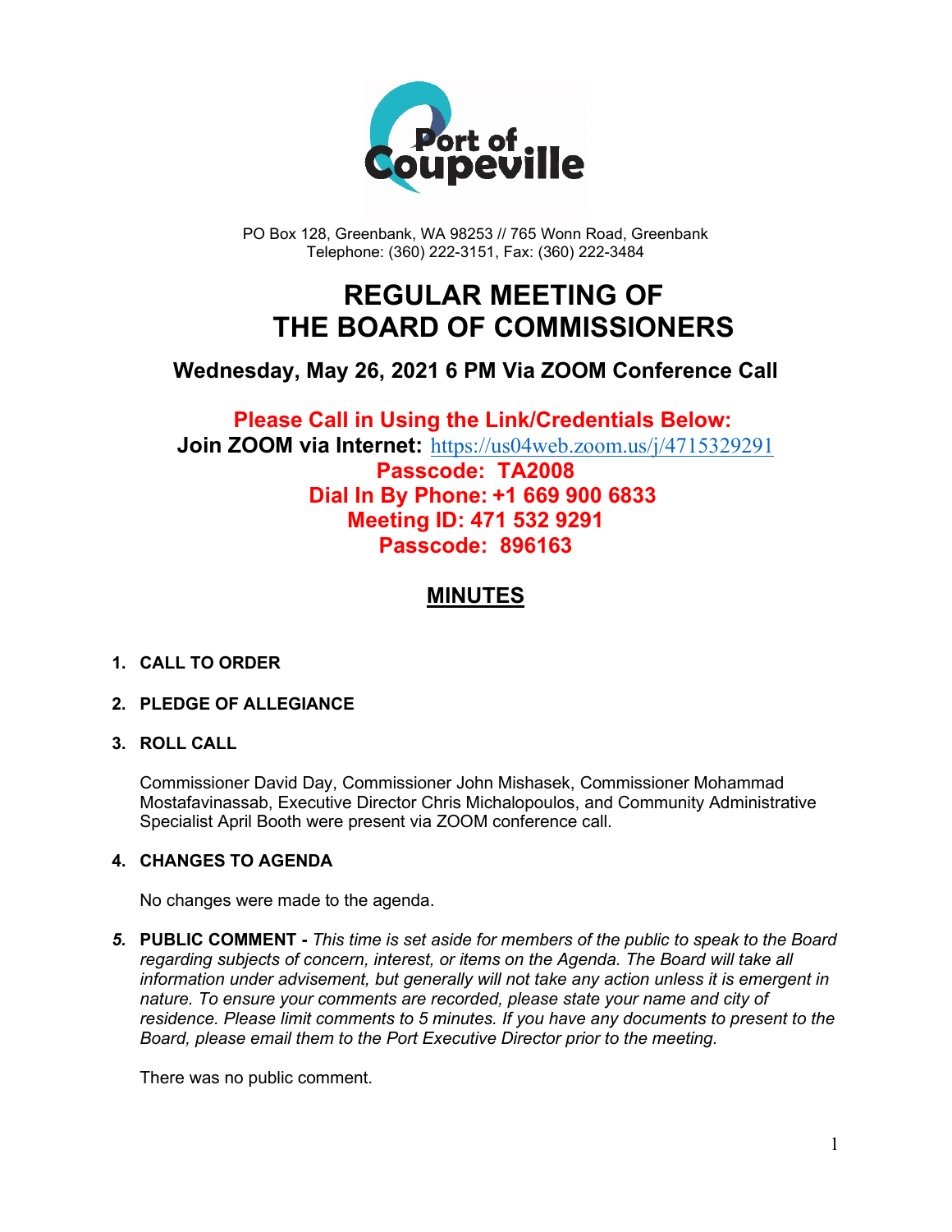PO Box 128, Greenbank, WA 98253 // 765 Wonn Road, Greenbank
Telephone: (360) 222-3151, Fax: (360) 222-3484

# REGULAR MEETING OF THE BOARD OF COMMISSIONERS

## Wednesday, May 26, 2021 6 PM Via ZOOM Conference Call

**Please Call in Using the Link/Credentials Below:**
**Join ZOOM via Internet:** https://us04web.zoom.us/j/4715329291
**Passcode: TA2008**
**Dial In By Phone: +1 669 900 6833**
**Meeting ID: 471 532 9291**
**Passcode: 896163**

## MINUTES

1. **CALL TO ORDER**

2. **PLEDGE OF ALLEGIANCE**

3. **ROLL CALL**

   Commissioner David Day, Commissioner John Mishasek, Commissioner Mohammad Mostafavinassab, Executive Director Chris Michalopoulos, and Community Administrative Specialist April Booth were present via ZOOM conference call.

4. **CHANGES TO AGENDA**

   No changes were made to the agenda.

5. **PUBLIC COMMENT -** *This time is set aside for members of the public to speak to the Board regarding subjects of concern, interest, or items on the Agenda. The Board will take all information under advisement, but generally will not take any action unless it is emergent in nature. To ensure your comments are recorded, please state your name and city of residence. Please limit comments to 5 minutes. If you have any documents to present to the Board, please email them to the Port Executive Director prior to the meeting.*

   There was no public comment.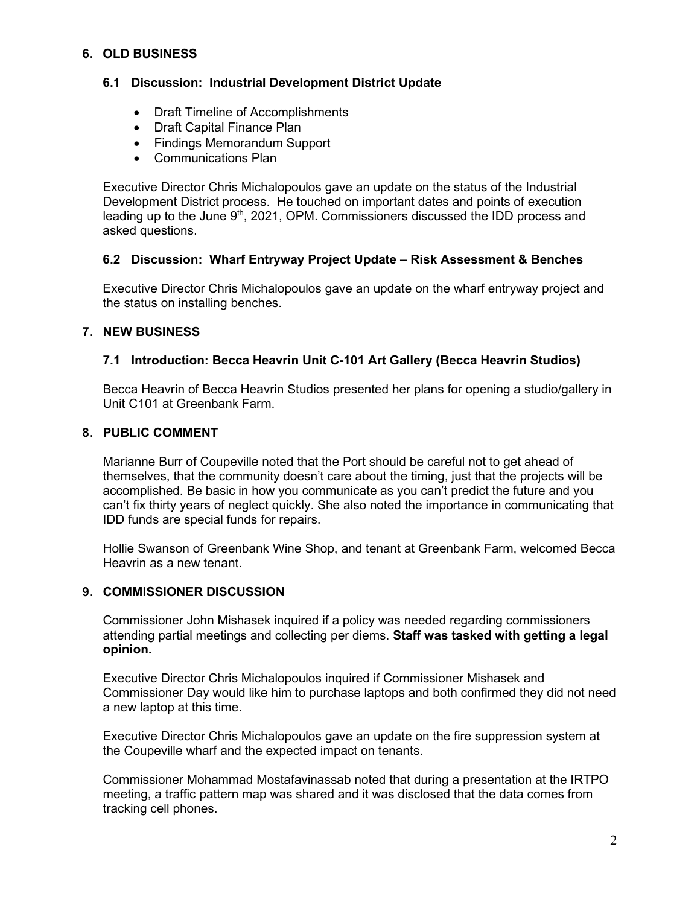## 6. OLD BUSINESS

### 6.1 Discussion: Industrial Development District Update

- Draft Timeline of Accomplishments
- Draft Capital Finance Plan
- Findings Memorandum Support
- Communications Plan

Executive Director Chris Michalopoulos gave an update on the status of the Industrial Development District process. He touched on important dates and points of execution leading up to the June 9th, 2021, OPM. Commissioners discussed the IDD process and asked questions.

### 6.2 Discussion: Wharf Entryway Project Update – Risk Assessment & Benches

Executive Director Chris Michalopoulos gave an update on the wharf entryway project and the status on installing benches.

## 7. NEW BUSINESS

### 7.1 Introduction: Becca Heavrin Unit C-101 Art Gallery (Becca Heavrin Studios)

Becca Heavrin of Becca Heavrin Studios presented her plans for opening a studio/gallery in Unit C101 at Greenbank Farm.

## 8. PUBLIC COMMENT

Marianne Burr of Coupeville noted that the Port should be careful not to get ahead of themselves, that the community doesn't care about the timing, just that the projects will be accomplished. Be basic in how you communicate as you can't predict the future and you can't fix thirty years of neglect quickly. She also noted the importance in communicating that IDD funds are special funds for repairs.

Hollie Swanson of Greenbank Wine Shop, and tenant at Greenbank Farm, welcomed Becca Heavrin as a new tenant.

## 9. COMMISSIONER DISCUSSION

Commissioner John Mishasek inquired if a policy was needed regarding commissioners attending partial meetings and collecting per diems. **Staff was tasked with getting a legal opinion.**

Executive Director Chris Michalopoulos inquired if Commissioner Mishasek and Commissioner Day would like him to purchase laptops and both confirmed they did not need a new laptop at this time.

Executive Director Chris Michalopoulos gave an update on the fire suppression system at the Coupeville wharf and the expected impact on tenants.

Commissioner Mohammad Mostafavinassab noted that during a presentation at the IRTPO meeting, a traffic pattern map was shared and it was disclosed that the data comes from tracking cell phones.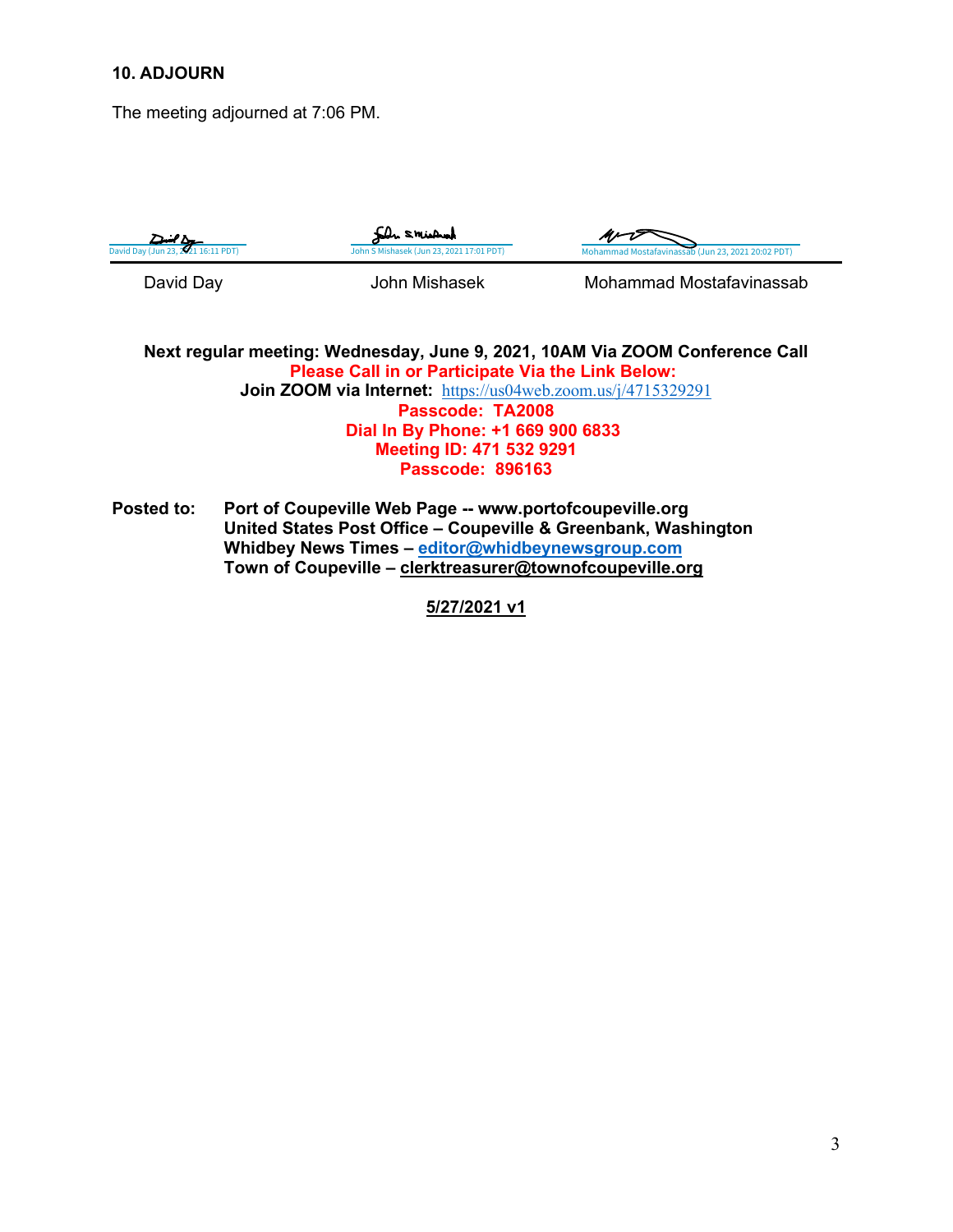### 10. ADJOURN

The meeting adjourned at 7:06 PM.

David Day (Jun 23, 2021 16:11 PDT) | John S Mishasek (Jun 23, 2021 17:01 PDT) | Mohammad Mostafavinassab (Jun 23, 2021 20:02 PDT)

| David Day | John Mishasek | Mohammad Mostafavinassab |
|---|---|---|

**Next regular meeting: Wednesday, June 9, 2021, 10AM Via ZOOM Conference Call**
**Please Call in or Participate Via the Link Below:**
**Join ZOOM via Internet:** https://us04web.zoom.us/j/4715329291
**Passcode: TA2008**
**Dial In By Phone: +1 669 900 6833**
**Meeting ID: 471 532 9291**
**Passcode: 896163**

**Posted to:** **Port of Coupeville Web Page -- www.portofcoupeville.org**
**United States Post Office – Coupeville & Greenbank, Washington**
**Whidbey News Times – editor@whidbeynewsgroup.com**
**Town of Coupeville – clerktreasurer@townofcoupeville.org**

**5/27/2021 v1**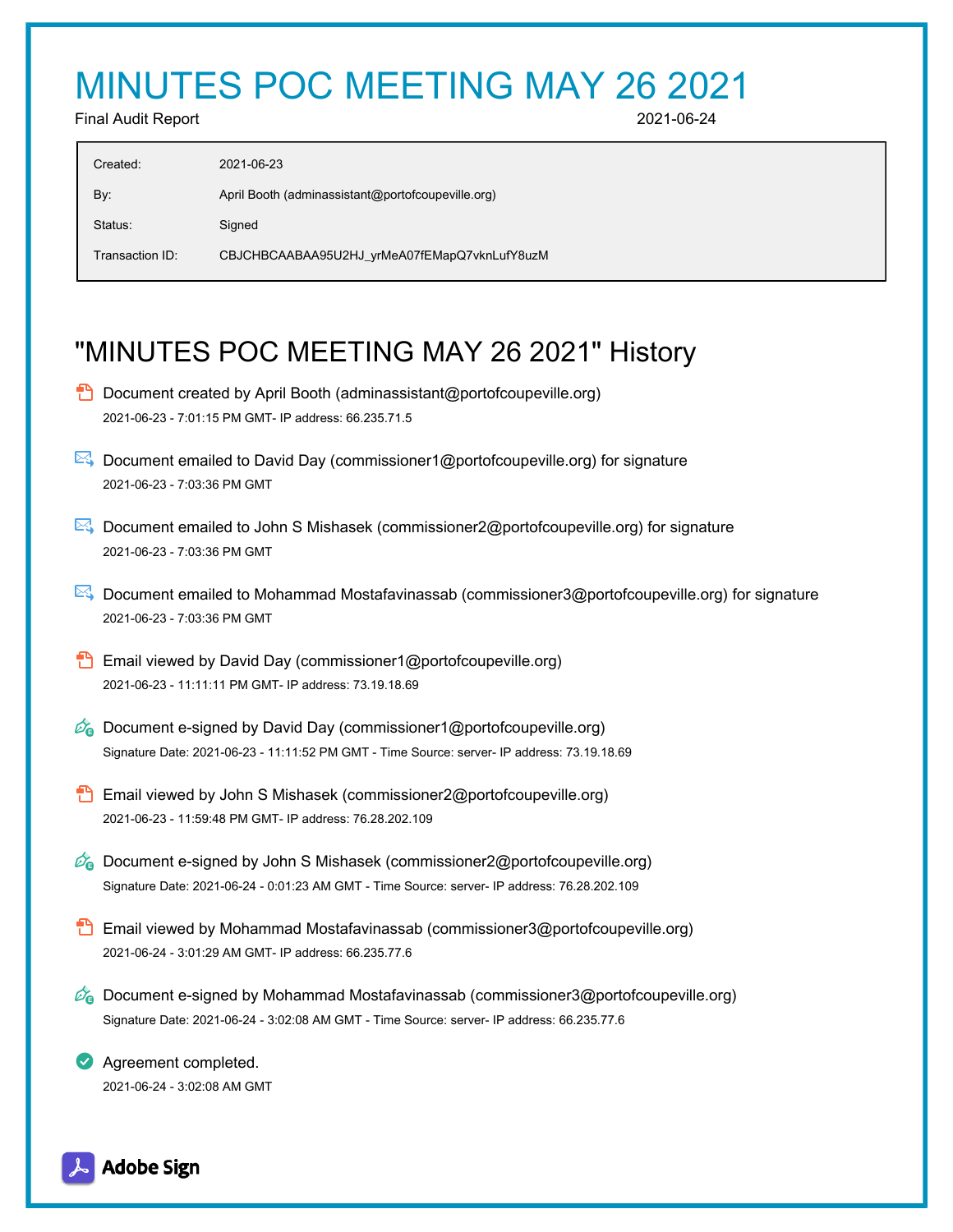# MINUTES POC MEETING MAY 26 2021

Final Audit Report 2021-06-24

| | |
|---|---|
| Created: | 2021-06-23 |
| By: | April Booth (adminassistant@portofcoupeville.org) |
| Status: | Signed |
| Transaction ID: | CBJCHBCAABAA95U2HJ_yrMeA07fEMapQ7vknLufY8uzM |

## "MINUTES POC MEETING MAY 26 2021" History

- Document created by April Booth (adminassistant@portofcoupeville.org)
  2021-06-23 - 7:01:15 PM GMT- IP address: 66.235.71.5

- Document emailed to David Day (commissioner1@portofcoupeville.org) for signature
  2021-06-23 - 7:03:36 PM GMT

- Document emailed to John S Mishasek (commissioner2@portofcoupeville.org) for signature
  2021-06-23 - 7:03:36 PM GMT

- Document emailed to Mohammad Mostafavinassab (commissioner3@portofcoupeville.org) for signature
  2021-06-23 - 7:03:36 PM GMT

- Email viewed by David Day (commissioner1@portofcoupeville.org)
  2021-06-23 - 11:11:11 PM GMT- IP address: 73.19.18.69

- Document e-signed by David Day (commissioner1@portofcoupeville.org)
  Signature Date: 2021-06-23 - 11:11:52 PM GMT - Time Source: server- IP address: 73.19.18.69

- Email viewed by John S Mishasek (commissioner2@portofcoupeville.org)
  2021-06-23 - 11:59:48 PM GMT- IP address: 76.28.202.109

- Document e-signed by John S Mishasek (commissioner2@portofcoupeville.org)
  Signature Date: 2021-06-24 - 0:01:23 AM GMT - Time Source: server- IP address: 76.28.202.109

- Email viewed by Mohammad Mostafavinassab (commissioner3@portofcoupeville.org)
  2021-06-24 - 3:01:29 AM GMT- IP address: 66.235.77.6

- Document e-signed by Mohammad Mostafavinassab (commissioner3@portofcoupeville.org)
  Signature Date: 2021-06-24 - 3:02:08 AM GMT - Time Source: server- IP address: 66.235.77.6

- Agreement completed.
  2021-06-24 - 3:02:08 AM GMT

Adobe Sign